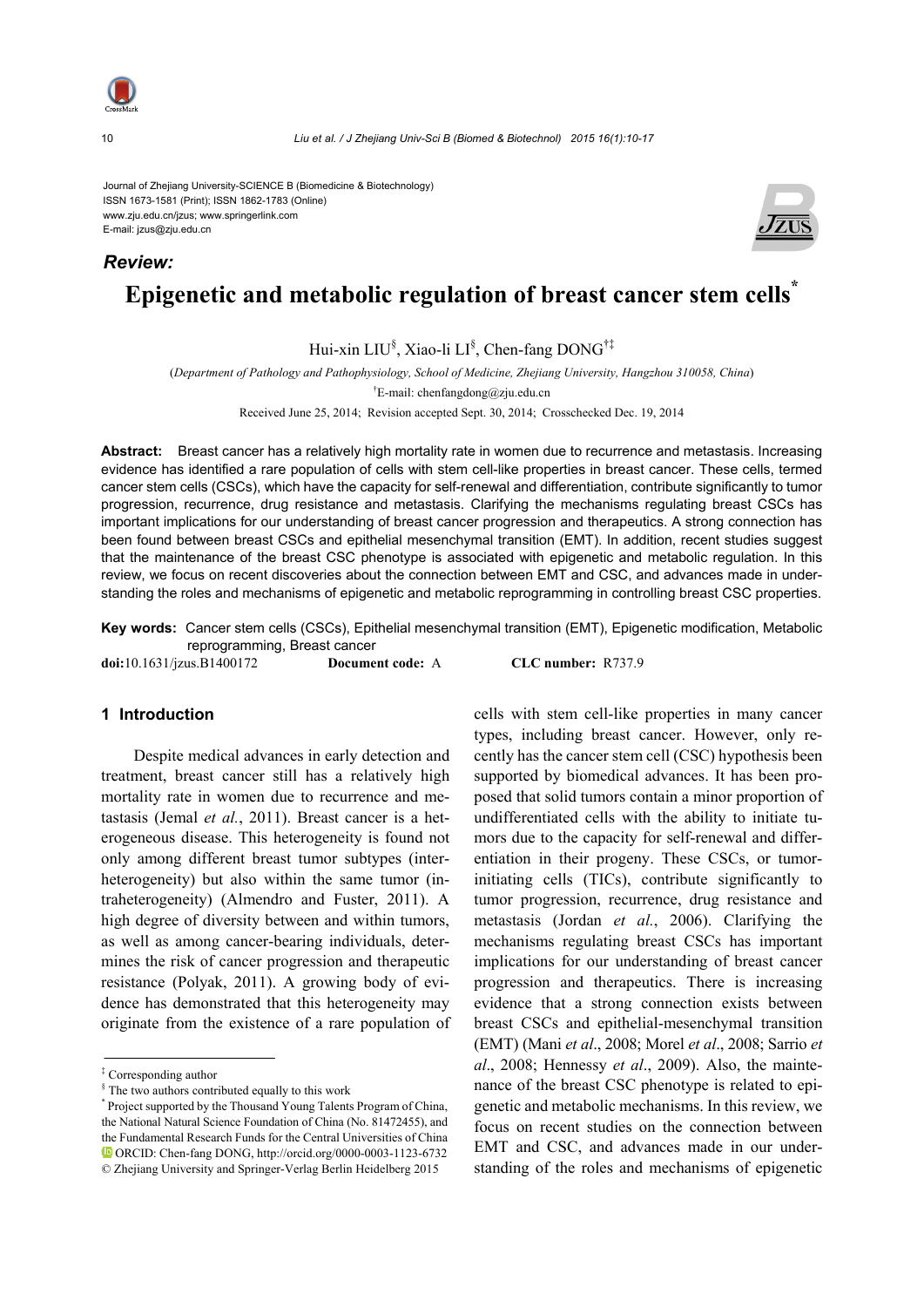Journal of Zhejiang University-SCIENCE B (Biomedicine & Biotechnology)
ISSN 1673-1581 (Print); ISSN 1862-1783 (Online)
www.zju.edu.cn/jzus; www.springerlink.com
E-mail: jzus@zju.edu.cn

***Review:***

# Epigenetic and metabolic regulation of breast cancer stem cells*

Hui-xin LIU[§], Xiao-li LI[§], Chen-fang DONG[†‡]

(*Department of Pathology and Pathophysiology, School of Medicine, Zhejiang University, Hangzhou 310058, China*)

[†]E-mail: chenfangdong@zju.edu.cn

Received June 25, 2014; Revision accepted Sept. 30, 2014; Crosschecked Dec. 19, 2014

**Abstract:** Breast cancer has a relatively high mortality rate in women due to recurrence and metastasis. Increasing evidence has identified a rare population of cells with stem cell-like properties in breast cancer. These cells, termed cancer stem cells (CSCs), which have the capacity for self-renewal and differentiation, contribute significantly to tumor progression, recurrence, drug resistance and metastasis. Clarifying the mechanisms regulating breast CSCs has important implications for our understanding of breast cancer progression and therapeutics. A strong connection has been found between breast CSCs and epithelial mesenchymal transition (EMT). In addition, recent studies suggest that the maintenance of the breast CSC phenotype is associated with epigenetic and metabolic regulation. In this review, we focus on recent discoveries about the connection between EMT and CSC, and advances made in understanding the roles and mechanisms of epigenetic and metabolic reprogramming in controlling breast CSC properties.

**Key words:** Cancer stem cells (CSCs), Epithelial mesenchymal transition (EMT), Epigenetic modification, Metabolic reprogramming, Breast cancer

**doi:**10.1631/jzus.B1400172 **Document code:** A **CLC number:** R737.9

## 1 Introduction

Despite medical advances in early detection and treatment, breast cancer still has a relatively high mortality rate in women due to recurrence and metastasis (Jemal *et al.*, 2011). Breast cancer is a heterogeneous disease. This heterogeneity is found not only among different breast tumor subtypes (interheterogeneity) but also within the same tumor (intraheterogeneity) (Almendro and Fuster, 2011). A high degree of diversity between and within tumors, as well as among cancer-bearing individuals, determines the risk of cancer progression and therapeutic resistance (Polyak, 2011). A growing body of evidence has demonstrated that this heterogeneity may originate from the existence of a rare population of cells with stem cell-like properties in many cancer types, including breast cancer. However, only recently has the cancer stem cell (CSC) hypothesis been supported by biomedical advances. It has been proposed that solid tumors contain a minor proportion of undifferentiated cells with the ability to initiate tumors due to the capacity for self-renewal and differentiation in their progeny. These CSCs, or tumor-initiating cells (TICs), contribute significantly to tumor progression, recurrence, drug resistance and metastasis (Jordan *et al.*, 2006). Clarifying the mechanisms regulating breast CSCs has important implications for our understanding of breast cancer progression and therapeutics. There is increasing evidence that a strong connection exists between breast CSCs and epithelial-mesenchymal transition (EMT) (Mani *et al*., 2008; Morel *et al*., 2008; Sarrio *et al*., 2008; Hennessy *et al*., 2009). Also, the maintenance of the breast CSC phenotype is related to epigenetic and metabolic mechanisms. In this review, we focus on recent studies on the connection between EMT and CSC, and advances made in our understanding of the roles and mechanisms of epigenetic

---

[‡] Corresponding author

[§] The two authors contributed equally to this work

[*] Project supported by the Thousand Young Talents Program of China, the National Natural Science Foundation of China (No. 81472455), and the Fundamental Research Funds for the Central Universities of China

ORCID: Chen-fang DONG, http://orcid.org/0000-0003-1123-6732

© Zhejiang University and Springer-Verlag Berlin Heidelberg 2015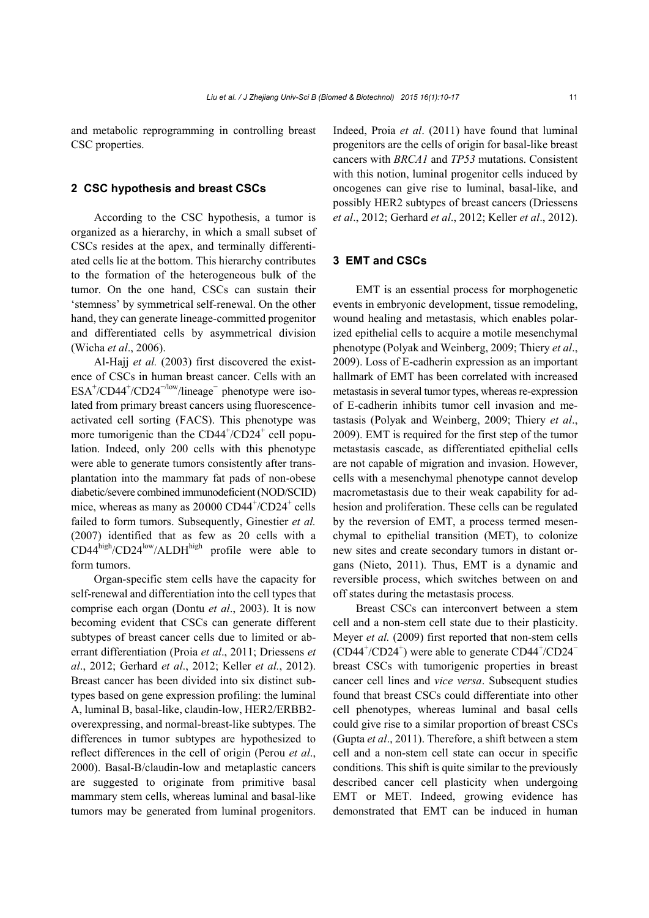and metabolic reprogramming in controlling breast CSC properties.

## 2 CSC hypothesis and breast CSCs

According to the CSC hypothesis, a tumor is organized as a hierarchy, in which a small subset of CSCs resides at the apex, and terminally differentiated cells lie at the bottom. This hierarchy contributes to the formation of the heterogeneous bulk of the tumor. On the one hand, CSCs can sustain their 'stemness' by symmetrical self-renewal. On the other hand, they can generate lineage-committed progenitor and differentiated cells by asymmetrical division (Wicha *et al*., 2006).

Al-Hajj *et al.* (2003) first discovered the existence of CSCs in human breast cancer. Cells with an $ESA^+/CD44^+/CD24^{-/low}/lineage^-$ phenotype were isolated from primary breast cancers using fluorescence-activated cell sorting (FACS). This phenotype was more tumorigenic than the $CD44^+/CD24^+$ cell population. Indeed, only 200 cells with this phenotype were able to generate tumors consistently after transplantation into the mammary fat pads of non-obese diabetic/severe combined immunodeficient (NOD/SCID) mice, whereas as many as 20000 $CD44^+/CD24^+$ cells failed to form tumors. Subsequently, Ginestier *et al.* (2007) identified that as few as 20 cells with a $CD44^{high}/CD24^{low}/ALDH^{high}$ profile were able to form tumors.

Organ-specific stem cells have the capacity for self-renewal and differentiation into the cell types that comprise each organ (Dontu *et al*., 2003). It is now becoming evident that CSCs can generate different subtypes of breast cancer cells due to limited or aberrant differentiation (Proia *et al*., 2011; Driessens *et al*., 2012; Gerhard *et al*., 2012; Keller *et al.*, 2012). Breast cancer has been divided into six distinct subtypes based on gene expression profiling: the luminal A, luminal B, basal-like, claudin-low, HER2/ERBB2-overexpressing, and normal-breast-like subtypes. The differences in tumor subtypes are hypothesized to reflect differences in the cell of origin (Perou *et al*., 2000). Basal-B/claudin-low and metaplastic cancers are suggested to originate from primitive basal mammary stem cells, whereas luminal and basal-like tumors may be generated from luminal progenitors. Indeed, Proia *et al*. (2011) have found that luminal progenitors are the cells of origin for basal-like breast cancers with *BRCA1* and *TP53* mutations. Consistent with this notion, luminal progenitor cells induced by oncogenes can give rise to luminal, basal-like, and possibly HER2 subtypes of breast cancers (Driessens *et al*., 2012; Gerhard *et al*., 2012; Keller *et al*., 2012).

## 3 EMT and CSCs

EMT is an essential process for morphogenetic events in embryonic development, tissue remodeling, wound healing and metastasis, which enables polarized epithelial cells to acquire a motile mesenchymal phenotype (Polyak and Weinberg, 2009; Thiery *et al*., 2009). Loss of E-cadherin expression as an important hallmark of EMT has been correlated with increased metastasis in several tumor types, whereas re-expression of E-cadherin inhibits tumor cell invasion and metastasis (Polyak and Weinberg, 2009; Thiery *et al*., 2009). EMT is required for the first step of the tumor metastasis cascade, as differentiated epithelial cells are not capable of migration and invasion. However, cells with a mesenchymal phenotype cannot develop macrometastasis due to their weak capability for adhesion and proliferation. These cells can be regulated by the reversion of EMT, a process termed mesenchymal to epithelial transition (MET), to colonize new sites and create secondary tumors in distant organs (Nieto, 2011). Thus, EMT is a dynamic and reversible process, which switches between on and off states during the metastasis process.

Breast CSCs can interconvert between a stem cell and a non-stem cell state due to their plasticity. Meyer *et al.* (2009) first reported that non-stem cells ($CD44^+/CD24^+$) were able to generate $CD44^+/CD24^-$ breast CSCs with tumorigenic properties in breast cancer cell lines and *vice versa*. Subsequent studies found that breast CSCs could differentiate into other cell phenotypes, whereas luminal and basal cells could give rise to a similar proportion of breast CSCs (Gupta *et al*., 2011). Therefore, a shift between a stem cell and a non-stem cell state can occur in specific conditions. This shift is quite similar to the previously described cancer cell plasticity when undergoing EMT or MET. Indeed, growing evidence has demonstrated that EMT can be induced in human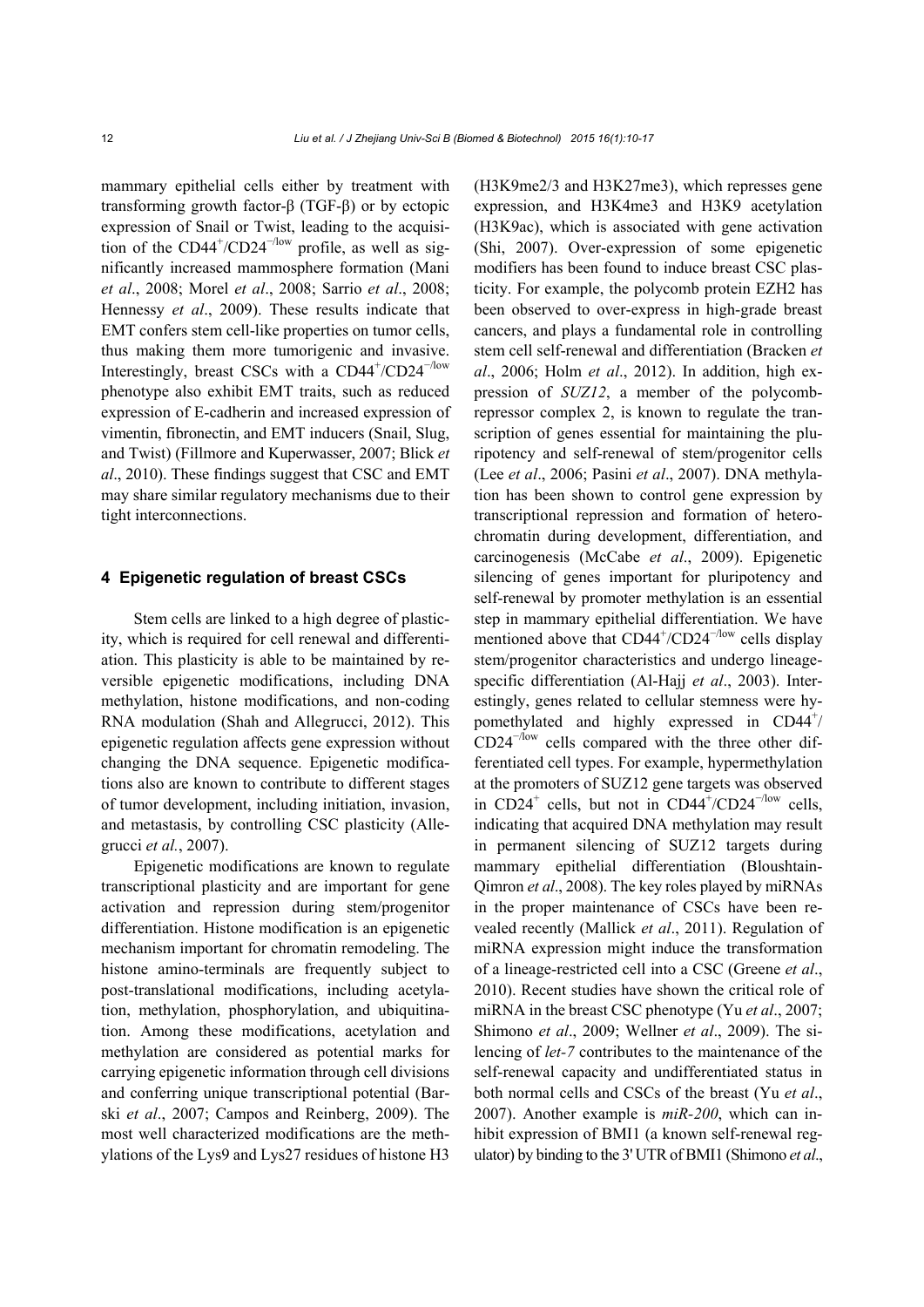mammary epithelial cells either by treatment with transforming growth factor-β (TGF-β) or by ectopic expression of Snail or Twist, leading to the acquisition of the $CD44^{+}/CD24^{-/low}$ profile, as well as significantly increased mammosphere formation (Mani *et al*., 2008; Morel *et al*., 2008; Sarrio *et al*., 2008; Hennessy *et al*., 2009). These results indicate that EMT confers stem cell-like properties on tumor cells, thus making them more tumorigenic and invasive. Interestingly, breast CSCs with a $CD44^{+}/CD24^{-/low}$ phenotype also exhibit EMT traits, such as reduced expression of E-cadherin and increased expression of vimentin, fibronectin, and EMT inducers (Snail, Slug, and Twist) (Fillmore and Kuperwasser, 2007; Blick *et al*., 2010). These findings suggest that CSC and EMT may share similar regulatory mechanisms due to their tight interconnections.

## 4 Epigenetic regulation of breast CSCs

Stem cells are linked to a high degree of plasticity, which is required for cell renewal and differentiation. This plasticity is able to be maintained by reversible epigenetic modifications, including DNA methylation, histone modifications, and non-coding RNA modulation (Shah and Allegrucci, 2012). This epigenetic regulation affects gene expression without changing the DNA sequence. Epigenetic modifications also are known to contribute to different stages of tumor development, including initiation, invasion, and metastasis, by controlling CSC plasticity (Allegrucci *et al.*, 2007).

Epigenetic modifications are known to regulate transcriptional plasticity and are important for gene activation and repression during stem/progenitor differentiation. Histone modification is an epigenetic mechanism important for chromatin remodeling. The histone amino-terminals are frequently subject to post-translational modifications, including acetylation, methylation, phosphorylation, and ubiquitination. Among these modifications, acetylation and methylation are considered as potential marks for carrying epigenetic information through cell divisions and conferring unique transcriptional potential (Barski *et al*., 2007; Campos and Reinberg, 2009). The most well characterized modifications are the methylations of the Lys9 and Lys27 residues of histone H3 (H3K9me2/3 and H3K27me3), which represses gene expression, and H3K4me3 and H3K9 acetylation (H3K9ac), which is associated with gene activation (Shi, 2007). Over-expression of some epigenetic modifiers has been found to induce breast CSC plasticity. For example, the polycomb protein EZH2 has been observed to over-express in high-grade breast cancers, and plays a fundamental role in controlling stem cell self-renewal and differentiation (Bracken *et al*., 2006; Holm *et al*., 2012). In addition, high expression of *SUZ12*, a member of the polycomb-repressor complex 2, is known to regulate the transcription of genes essential for maintaining the pluripotency and self-renewal of stem/progenitor cells (Lee *et al*., 2006; Pasini *et al*., 2007). DNA methylation has been shown to control gene expression by transcriptional repression and formation of heterochromatin during development, differentiation, and carcinogenesis (McCabe *et al*., 2009). Epigenetic silencing of genes important for pluripotency and self-renewal by promoter methylation is an essential step in mammary epithelial differentiation. We have mentioned above that $CD44^{+}/CD24^{-/low}$ cells display stem/progenitor characteristics and undergo lineage-specific differentiation (Al-Hajj *et al*., 2003). Interestingly, genes related to cellular stemness were hypomethylated and highly expressed in $CD44^{+}/CD24^{-/low}$ cells compared with the three other differentiated cell types. For example, hypermethylation at the promoters of SUZ12 gene targets was observed in $CD24^{+}$ cells, but not in $CD44^{+}/CD24^{-/low}$ cells, indicating that acquired DNA methylation may result in permanent silencing of SUZ12 targets during mammary epithelial differentiation (Bloushtain-Qimron *et al*., 2008). The key roles played by miRNAs in the proper maintenance of CSCs have been revealed recently (Mallick *et al*., 2011). Regulation of miRNA expression might induce the transformation of a lineage-restricted cell into a CSC (Greene *et al*., 2010). Recent studies have shown the critical role of miRNA in the breast CSC phenotype (Yu *et al*., 2007; Shimono *et al*., 2009; Wellner *et al*., 2009). The silencing of *let-7* contributes to the maintenance of the self-renewal capacity and undifferentiated status in both normal cells and CSCs of the breast (Yu *et al*., 2007). Another example is *miR-200*, which can inhibit expression of BMI1 (a known self-renewal regulator) by binding to the 3' UTR of BMI1 (Shimono *et al*.,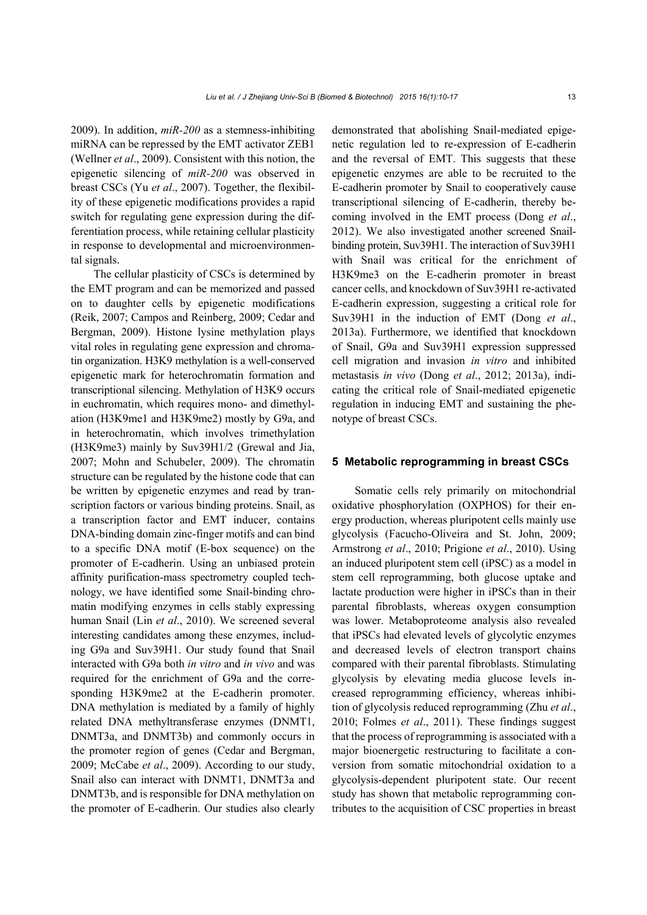2009). In addition, *miR-200* as a stemness-inhibiting miRNA can be repressed by the EMT activator ZEB1 (Wellner *et al*., 2009). Consistent with this notion, the epigenetic silencing of *miR-200* was observed in breast CSCs (Yu *et al*., 2007). Together, the flexibility of these epigenetic modifications provides a rapid switch for regulating gene expression during the differentiation process, while retaining cellular plasticity in response to developmental and microenvironmental signals.

The cellular plasticity of CSCs is determined by the EMT program and can be memorized and passed on to daughter cells by epigenetic modifications (Reik, 2007; Campos and Reinberg, 2009; Cedar and Bergman, 2009). Histone lysine methylation plays vital roles in regulating gene expression and chromatin organization. H3K9 methylation is a well-conserved epigenetic mark for heterochromatin formation and transcriptional silencing. Methylation of H3K9 occurs in euchromatin, which requires mono- and dimethylation (H3K9me1 and H3K9me2) mostly by G9a, and in heterochromatin, which involves trimethylation (H3K9me3) mainly by Suv39H1/2 (Grewal and Jia, 2007; Mohn and Schubeler, 2009). The chromatin structure can be regulated by the histone code that can be written by epigenetic enzymes and read by transcription factors or various binding proteins. Snail, as a transcription factor and EMT inducer, contains DNA-binding domain zinc-finger motifs and can bind to a specific DNA motif (E-box sequence) on the promoter of E-cadherin. Using an unbiased protein affinity purification-mass spectrometry coupled technology, we have identified some Snail-binding chromatin modifying enzymes in cells stably expressing human Snail (Lin *et al*., 2010). We screened several interesting candidates among these enzymes, including G9a and Suv39H1. Our study found that Snail interacted with G9a both *in vitro* and *in vivo* and was required for the enrichment of G9a and the corresponding H3K9me2 at the E-cadherin promoter. DNA methylation is mediated by a family of highly related DNA methyltransferase enzymes (DNMT1, DNMT3a, and DNMT3b) and commonly occurs in the promoter region of genes (Cedar and Bergman, 2009; McCabe *et al*., 2009). According to our study, Snail also can interact with DNMT1, DNMT3a and DNMT3b, and is responsible for DNA methylation on the promoter of E-cadherin. Our studies also clearly demonstrated that abolishing Snail-mediated epigenetic regulation led to re-expression of E-cadherin and the reversal of EMT. This suggests that these epigenetic enzymes are able to be recruited to the E-cadherin promoter by Snail to cooperatively cause transcriptional silencing of E-cadherin, thereby becoming involved in the EMT process (Dong *et al*., 2012). We also investigated another screened Snail-binding protein, Suv39H1. The interaction of Suv39H1 with Snail was critical for the enrichment of H3K9me3 on the E-cadherin promoter in breast cancer cells, and knockdown of Suv39H1 re-activated E-cadherin expression, suggesting a critical role for Suv39H1 in the induction of EMT (Dong *et al*., 2013a). Furthermore, we identified that knockdown of Snail, G9a and Suv39H1 expression suppressed cell migration and invasion *in vitro* and inhibited metastasis *in vivo* (Dong *et al*., 2012; 2013a), indicating the critical role of Snail-mediated epigenetic regulation in inducing EMT and sustaining the phenotype of breast CSCs.

## 5 Metabolic reprogramming in breast CSCs

Somatic cells rely primarily on mitochondrial oxidative phosphorylation (OXPHOS) for their energy production, whereas pluripotent cells mainly use glycolysis (Facucho-Oliveira and St. John, 2009; Armstrong *et al*., 2010; Prigione *et al*., 2010). Using an induced pluripotent stem cell (iPSC) as a model in stem cell reprogramming, both glucose uptake and lactate production were higher in iPSCs than in their parental fibroblasts, whereas oxygen consumption was lower. Metaboproteome analysis also revealed that iPSCs had elevated levels of glycolytic enzymes and decreased levels of electron transport chains compared with their parental fibroblasts. Stimulating glycolysis by elevating media glucose levels increased reprogramming efficiency, whereas inhibition of glycolysis reduced reprogramming (Zhu *et al*., 2010; Folmes *et al*., 2011). These findings suggest that the process of reprogramming is associated with a major bioenergetic restructuring to facilitate a conversion from somatic mitochondrial oxidation to a glycolysis-dependent pluripotent state. Our recent study has shown that metabolic reprogramming contributes to the acquisition of CSC properties in breast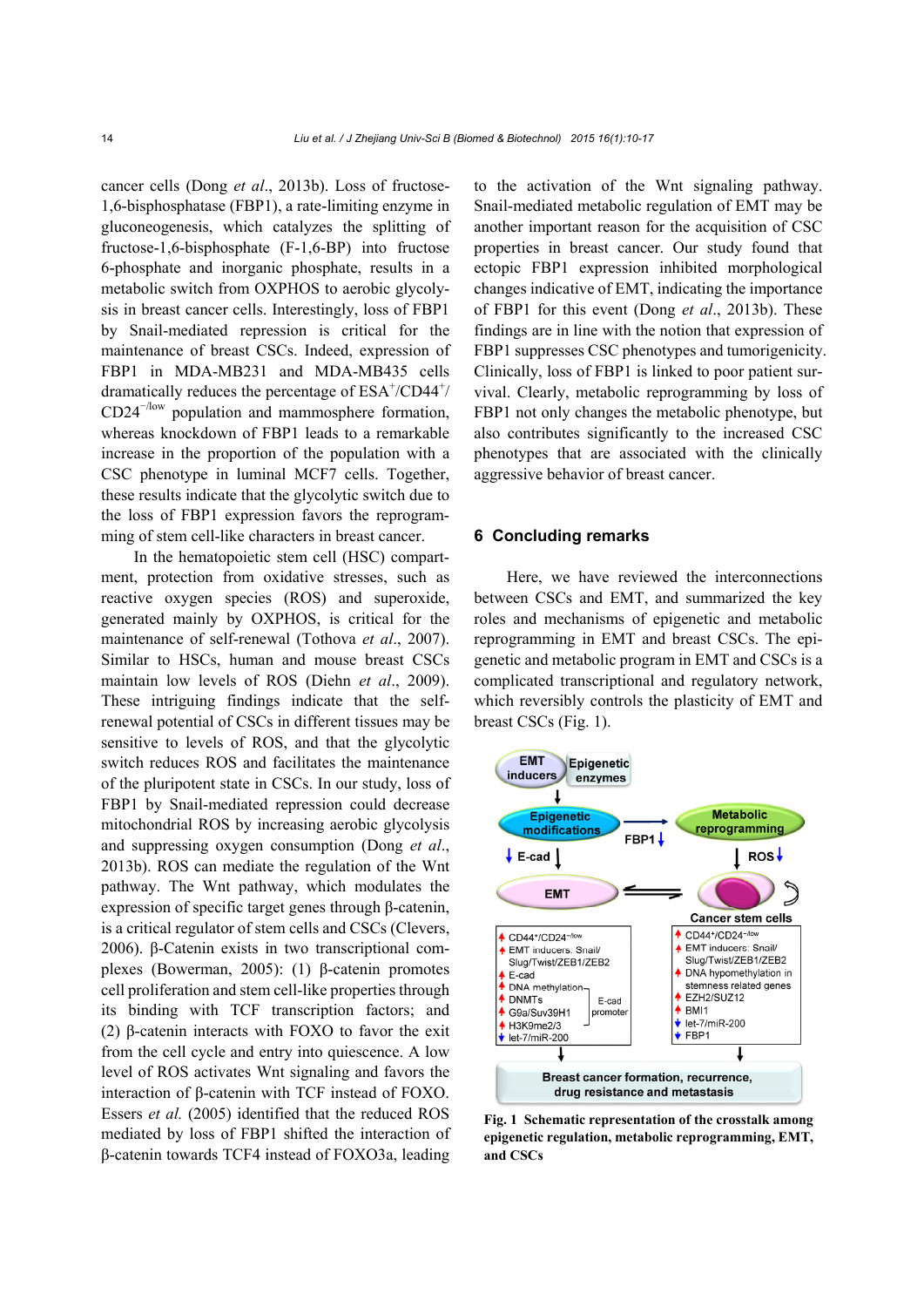cancer cells (Dong *et al*., 2013b). Loss of fructose-1,6-bisphosphatase (FBP1), a rate-limiting enzyme in gluconeogenesis, which catalyzes the splitting of fructose-1,6-bisphosphate (F-1,6-BP) into fructose 6-phosphate and inorganic phosphate, results in a metabolic switch from OXPHOS to aerobic glycolysis in breast cancer cells. Interestingly, loss of FBP1 by Snail-mediated repression is critical for the maintenance of breast CSCs. Indeed, expression of FBP1 in MDA-MB231 and MDA-MB435 cells dramatically reduces the percentage of $ESA^+/CD44^+/CD24^{-/low}$ population and mammosphere formation, whereas knockdown of FBP1 leads to a remarkable increase in the proportion of the population with a CSC phenotype in luminal MCF7 cells. Together, these results indicate that the glycolytic switch due to the loss of FBP1 expression favors the reprogramming of stem cell-like characters in breast cancer.

In the hematopoietic stem cell (HSC) compartment, protection from oxidative stresses, such as reactive oxygen species (ROS) and superoxide, generated mainly by OXPHOS, is critical for the maintenance of self-renewal (Tothova *et al*., 2007). Similar to HSCs, human and mouse breast CSCs maintain low levels of ROS (Diehn *et al*., 2009). These intriguing findings indicate that the self-renewal potential of CSCs in different tissues may be sensitive to levels of ROS, and that the glycolytic switch reduces ROS and facilitates the maintenance of the pluripotent state in CSCs. In our study, loss of FBP1 by Snail-mediated repression could decrease mitochondrial ROS by increasing aerobic glycolysis and suppressing oxygen consumption (Dong *et al*., 2013b). ROS can mediate the regulation of the Wnt pathway. The Wnt pathway, which modulates the expression of specific target genes through β-catenin, is a critical regulator of stem cells and CSCs (Clevers, 2006). β-Catenin exists in two transcriptional complexes (Bowerman, 2005): (1) β-catenin promotes cell proliferation and stem cell-like properties through its binding with TCF transcription factors; and (2) β-catenin interacts with FOXO to favor the exit from the cell cycle and entry into quiescence. A low level of ROS activates Wnt signaling and favors the interaction of β-catenin with TCF instead of FOXO. Essers *et al.* (2005) identified that the reduced ROS mediated by loss of FBP1 shifted the interaction of β-catenin towards TCF4 instead of FOXO3a, leading to the activation of the Wnt signaling pathway. Snail-mediated metabolic regulation of EMT may be another important reason for the acquisition of CSC properties in breast cancer. Our study found that ectopic FBP1 expression inhibited morphological changes indicative of EMT, indicating the importance of FBP1 for this event (Dong *et al*., 2013b). These findings are in line with the notion that expression of FBP1 suppresses CSC phenotypes and tumorigenicity. Clinically, loss of FBP1 is linked to poor patient survival. Clearly, metabolic reprogramming by loss of FBP1 not only changes the metabolic phenotype, but also contributes significantly to the increased CSC phenotypes that are associated with the clinically aggressive behavior of breast cancer.

## 6 Concluding remarks

Here, we have reviewed the interconnections between CSCs and EMT, and summarized the key roles and mechanisms of epigenetic and metabolic reprogramming in EMT and breast CSCs. The epigenetic and metabolic program in EMT and CSCs is a complicated transcriptional and regulatory network, which reversibly controls the plasticity of EMT and breast CSCs (Fig. 1).

**Fig. 1 Schematic representation of the crosstalk among epigenetic regulation, metabolic reprogramming, EMT, and CSCs**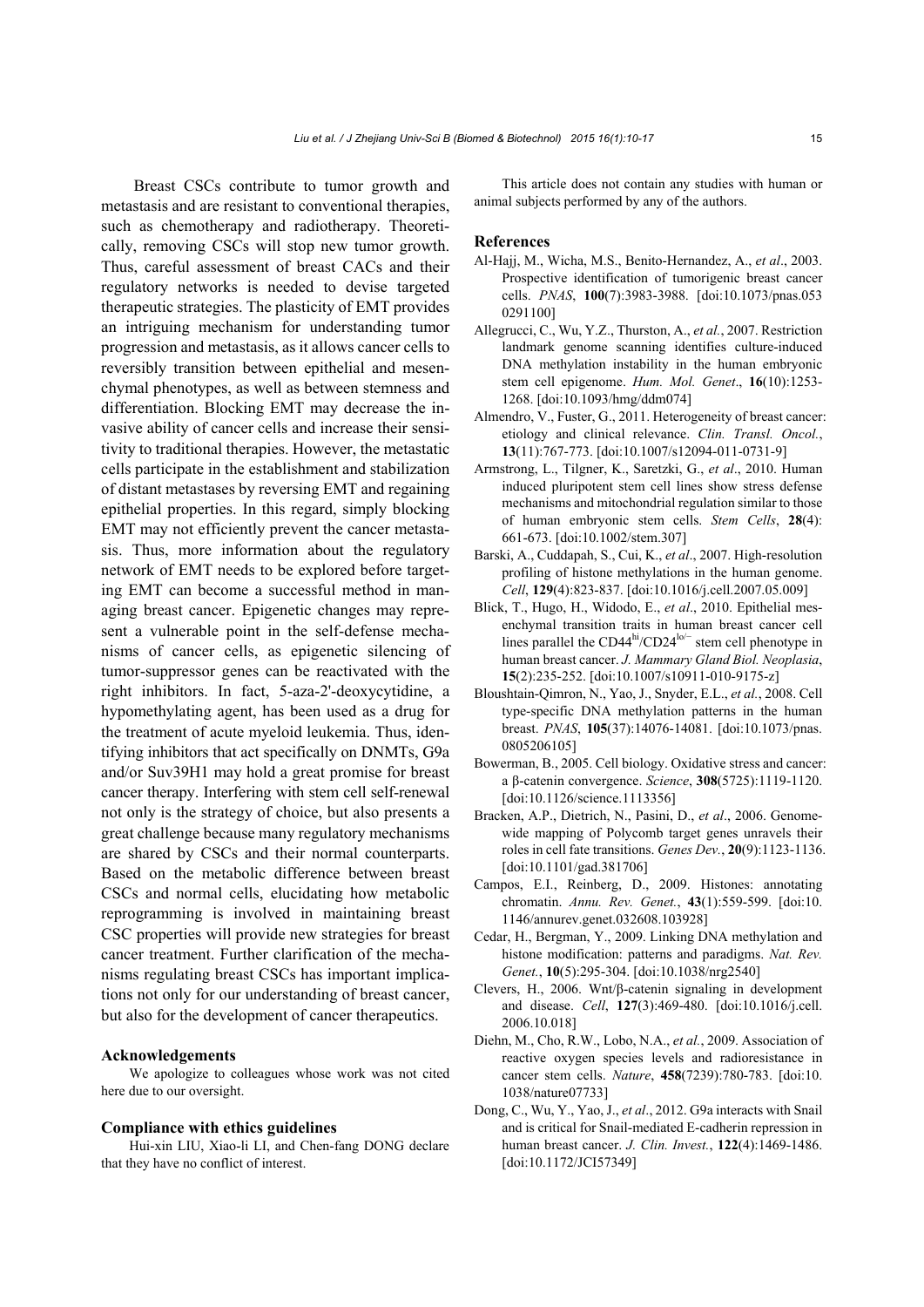Breast CSCs contribute to tumor growth and metastasis and are resistant to conventional therapies, such as chemotherapy and radiotherapy. Theoretically, removing CSCs will stop new tumor growth. Thus, careful assessment of breast CACs and their regulatory networks is needed to devise targeted therapeutic strategies. The plasticity of EMT provides an intriguing mechanism for understanding tumor progression and metastasis, as it allows cancer cells to reversibly transition between epithelial and mesenchymal phenotypes, as well as between stemness and differentiation. Blocking EMT may decrease the invasive ability of cancer cells and increase their sensitivity to traditional therapies. However, the metastatic cells participate in the establishment and stabilization of distant metastases by reversing EMT and regaining epithelial properties. In this regard, simply blocking EMT may not efficiently prevent the cancer metastasis. Thus, more information about the regulatory network of EMT needs to be explored before targeting EMT can become a successful method in managing breast cancer. Epigenetic changes may represent a vulnerable point in the self-defense mechanisms of cancer cells, as epigenetic silencing of tumor-suppressor genes can be reactivated with the right inhibitors. In fact, 5-aza-2'-deoxycytidine, a hypomethylating agent, has been used as a drug for the treatment of acute myeloid leukemia. Thus, identifying inhibitors that act specifically on DNMTs, G9a and/or Suv39H1 may hold a great promise for breast cancer therapy. Interfering with stem cell self-renewal not only is the strategy of choice, but also presents a great challenge because many regulatory mechanisms are shared by CSCs and their normal counterparts. Based on the metabolic difference between breast CSCs and normal cells, elucidating how metabolic reprogramming is involved in maintaining breast CSC properties will provide new strategies for breast cancer treatment. Further clarification of the mechanisms regulating breast CSCs has important implications not only for our understanding of breast cancer, but also for the development of cancer therapeutics.

## Acknowledgements

We apologize to colleagues whose work was not cited here due to our oversight.

## Compliance with ethics guidelines

Hui-xin LIU, Xiao-li LI, and Chen-fang DONG declare that they have no conflict of interest.

This article does not contain any studies with human or animal subjects performed by any of the authors.

## References

Al-Hajj, M., Wicha, M.S., Benito-Hernandez, A., *et al*., 2003. Prospective identification of tumorigenic breast cancer cells. *PNAS*, **100**(7):3983-3988. [doi:10.1073/pnas.0530291100]

Allegrucci, C., Wu, Y.Z., Thurston, A., *et al.*, 2007. Restriction landmark genome scanning identifies culture-induced DNA methylation instability in the human embryonic stem cell epigenome. *Hum. Mol. Genet*., **16**(10):1253-1268. [doi:10.1093/hmg/ddm074]

Almendro, V., Fuster, G., 2011. Heterogeneity of breast cancer: etiology and clinical relevance. *Clin. Transl. Oncol.*, **13**(11):767-773. [doi:10.1007/s12094-011-0731-9]

Armstrong, L., Tilgner, K., Saretzki, G., *et al*., 2010. Human induced pluripotent stem cell lines show stress defense mechanisms and mitochondrial regulation similar to those of human embryonic stem cells. *Stem Cells*, **28**(4):661-673. [doi:10.1002/stem.307]

Barski, A., Cuddapah, S., Cui, K., *et al*., 2007. High-resolution profiling of histone methylations in the human genome. *Cell*, **129**(4):823-837. [doi:10.1016/j.cell.2007.05.009]

Blick, T., Hugo, H., Widodo, E., *et al*., 2010. Epithelial mesenchymal transition traits in human breast cancer cell lines parallel the $CD44^{hi}/CD24^{lo/-}$ stem cell phenotype in human breast cancer. *J. Mammary Gland Biol. Neoplasia*, **15**(2):235-252. [doi:10.1007/s10911-010-9175-z]

Bloushtain-Qimron, N., Yao, J., Snyder, E.L., *et al.*, 2008. Cell type-specific DNA methylation patterns in the human breast. *PNAS*, **105**(37):14076-14081. [doi:10.1073/pnas.0805206105]

Bowerman, B., 2005. Cell biology. Oxidative stress and cancer: a β-catenin convergence. *Science*, **308**(5725):1119-1120. [doi:10.1126/science.1113356]

Bracken, A.P., Dietrich, N., Pasini, D., *et al*., 2006. Genome-wide mapping of Polycomb target genes unravels their roles in cell fate transitions. *Genes Dev.*, **20**(9):1123-1136. [doi:10.1101/gad.381706]

Campos, E.I., Reinberg, D., 2009. Histones: annotating chromatin. *Annu. Rev. Genet.*, **43**(1):559-599. [doi:10.1146/annurev.genet.032608.103928]

Cedar, H., Bergman, Y., 2009. Linking DNA methylation and histone modification: patterns and paradigms. *Nat. Rev. Genet.*, **10**(5):295-304. [doi:10.1038/nrg2540]

Clevers, H., 2006. Wnt/β-catenin signaling in development and disease. *Cell*, **127**(3):469-480. [doi:10.1016/j.cell.2006.10.018]

Diehn, M., Cho, R.W., Lobo, N.A., *et al.*, 2009. Association of reactive oxygen species levels and radioresistance in cancer stem cells. *Nature*, **458**(7239):780-783. [doi:10.1038/nature07733]

Dong, C., Wu, Y., Yao, J., *et al*., 2012. G9a interacts with Snail and is critical for Snail-mediated E-cadherin repression in human breast cancer. *J. Clin. Invest.*, **122**(4):1469-1486. [doi:10.1172/JCI57349]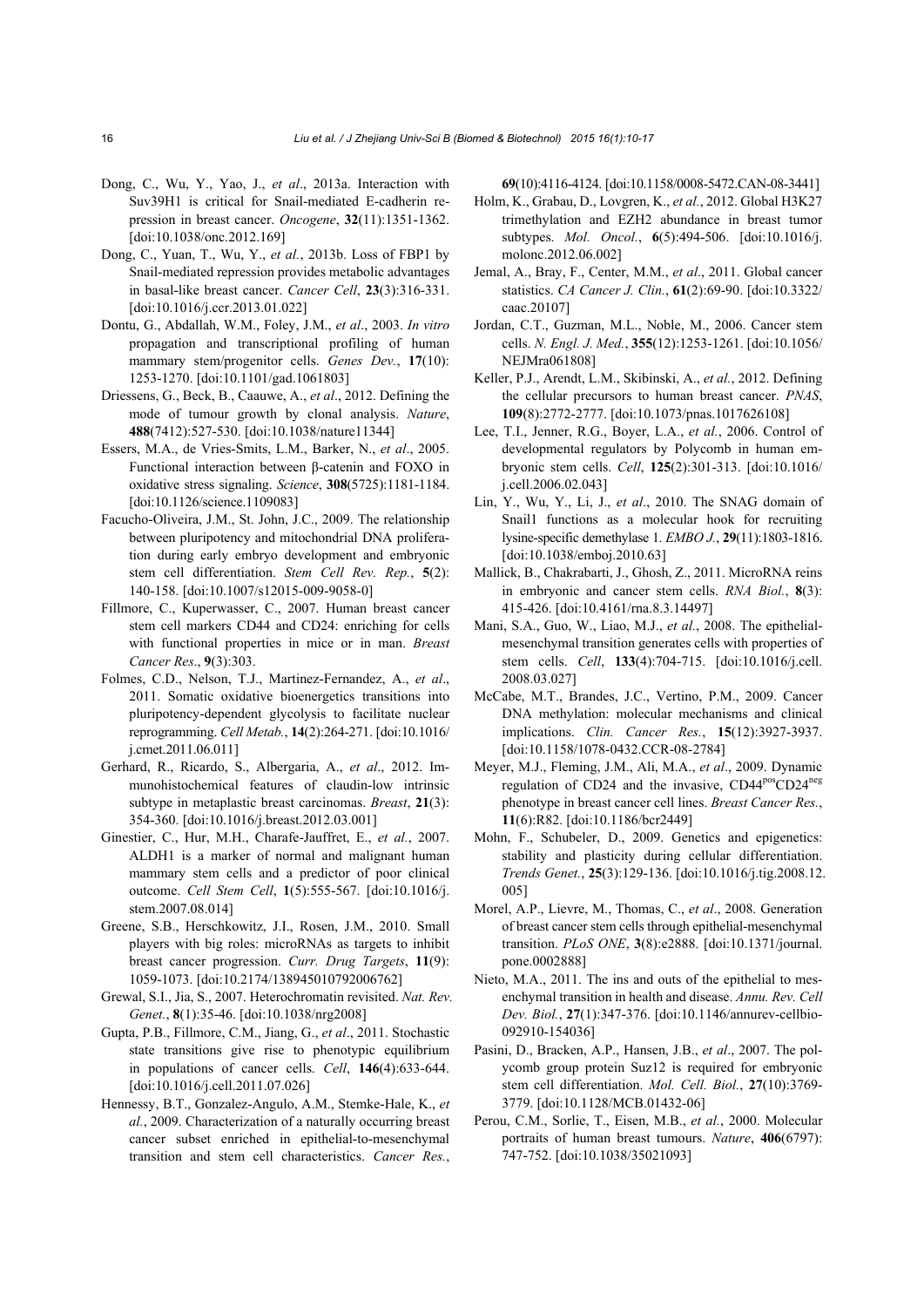Dong, C., Wu, Y., Yao, J., *et al*., 2013a. Interaction with Suv39H1 is critical for Snail-mediated E-cadherin repression in breast cancer. *Oncogene*, **32**(11):1351-1362. [doi:10.1038/onc.2012.169]

Dong, C., Yuan, T., Wu, Y., *et al.*, 2013b. Loss of FBP1 by Snail-mediated repression provides metabolic advantages in basal-like breast cancer. *Cancer Cell*, **23**(3):316-331. [doi:10.1016/j.ccr.2013.01.022]

Dontu, G., Abdallah, W.M., Foley, J.M., *et al*., 2003. *In vitro* propagation and transcriptional profiling of human mammary stem/progenitor cells. *Genes Dev.*, **17**(10): 1253-1270. [doi:10.1101/gad.1061803]

Driessens, G., Beck, B., Caauwe, A., *et al*., 2012. Defining the mode of tumour growth by clonal analysis. *Nature*, **488**(7412):527-530. [doi:10.1038/nature11344]

Essers, M.A., de Vries-Smits, L.M., Barker, N., *et al*., 2005. Functional interaction between β-catenin and FOXO in oxidative stress signaling. *Science*, **308**(5725):1181-1184. [doi:10.1126/science.1109083]

Facucho-Oliveira, J.M., St. John, J.C., 2009. The relationship between pluripotency and mitochondrial DNA proliferation during early embryo development and embryonic stem cell differentiation. *Stem Cell Rev. Rep.*, **5**(2): 140-158. [doi:10.1007/s12015-009-9058-0]

Fillmore, C., Kuperwasser, C., 2007. Human breast cancer stem cell markers CD44 and CD24: enriching for cells with functional properties in mice or in man. *Breast Cancer Res*., **9**(3):303.

Folmes, C.D., Nelson, T.J., Martinez-Fernandez, A., *et al*., 2011. Somatic oxidative bioenergetics transitions into pluripotency-dependent glycolysis to facilitate nuclear reprogramming. *Cell Metab.*, **14**(2):264-271. [doi:10.1016/j.cmet.2011.06.011]

Gerhard, R., Ricardo, S., Albergaria, A., *et al*., 2012. Immunohistochemical features of claudin-low intrinsic subtype in metaplastic breast carcinomas. *Breast*, **21**(3): 354-360. [doi:10.1016/j.breast.2012.03.001]

Ginestier, C., Hur, M.H., Charafe-Jauffret, E., *et al.*, 2007. ALDH1 is a marker of normal and malignant human mammary stem cells and a predictor of poor clinical outcome. *Cell Stem Cell*, **1**(5):555-567. [doi:10.1016/j.stem.2007.08.014]

Greene, S.B., Herschkowitz, J.I., Rosen, J.M., 2010. Small players with big roles: microRNAs as targets to inhibit breast cancer progression. *Curr. Drug Targets*, **11**(9): 1059-1073. [doi:10.2174/138945010792006762]

Grewal, S.I., Jia, S., 2007. Heterochromatin revisited. *Nat. Rev. Genet.*, **8**(1):35-46. [doi:10.1038/nrg2008]

Gupta, P.B., Fillmore, C.M., Jiang, G., *et al*., 2011. Stochastic state transitions give rise to phenotypic equilibrium in populations of cancer cells. *Cell*, **146**(4):633-644. [doi:10.1016/j.cell.2011.07.026]

Hennessy, B.T., Gonzalez-Angulo, A.M., Stemke-Hale, K., *et al.*, 2009. Characterization of a naturally occurring breast cancer subset enriched in epithelial-to-mesenchymal transition and stem cell characteristics. *Cancer Res.*, **69**(10):4116-4124. [doi:10.1158/0008-5472.CAN-08-3441]

Holm, K., Grabau, D., Lovgren, K., *et al.*, 2012. Global H3K27 trimethylation and EZH2 abundance in breast tumor subtypes. *Mol. Oncol.*, **6**(5):494-506. [doi:10.1016/j.molonc.2012.06.002]

Jemal, A., Bray, F., Center, M.M., *et al*., 2011. Global cancer statistics. *CA Cancer J. Clin.*, **61**(2):69-90. [doi:10.3322/caac.20107]

Jordan, C.T., Guzman, M.L., Noble, M., 2006. Cancer stem cells. *N. Engl. J. Med.*, **355**(12):1253-1261. [doi:10.1056/NEJMra061808]

Keller, P.J., Arendt, L.M., Skibinski, A., *et al.*, 2012. Defining the cellular precursors to human breast cancer. *PNAS*, **109**(8):2772-2777. [doi:10.1073/pnas.1017626108]

Lee, T.I., Jenner, R.G., Boyer, L.A., *et al.*, 2006. Control of developmental regulators by Polycomb in human embryonic stem cells. *Cell*, **125**(2):301-313. [doi:10.1016/j.cell.2006.02.043]

Lin, Y., Wu, Y., Li, J., *et al*., 2010. The SNAG domain of Snail1 functions as a molecular hook for recruiting lysine-specific demethylase 1. *EMBO J.*, **29**(11):1803-1816. [doi:10.1038/emboj.2010.63]

Mallick, B., Chakrabarti, J., Ghosh, Z., 2011. MicroRNA reins in embryonic and cancer stem cells. *RNA Biol.*, **8**(3): 415-426. [doi:10.4161/rna.8.3.14497]

Mani, S.A., Guo, W., Liao, M.J., *et al.*, 2008. The epithelial-mesenchymal transition generates cells with properties of stem cells. *Cell*, **133**(4):704-715. [doi:10.1016/j.cell.2008.03.027]

McCabe, M.T., Brandes, J.C., Vertino, P.M., 2009. Cancer DNA methylation: molecular mechanisms and clinical implications. *Clin. Cancer Res.*, **15**(12):3927-3937. [doi:10.1158/1078-0432.CCR-08-2784]

Meyer, M.J., Fleming, J.M., Ali, M.A., *et al*., 2009. Dynamic regulation of CD24 and the invasive, $CD44^{pos}CD24^{neg}$ phenotype in breast cancer cell lines. *Breast Cancer Res.*, **11**(6):R82. [doi:10.1186/bcr2449]

Mohn, F., Schubeler, D., 2009. Genetics and epigenetics: stability and plasticity during cellular differentiation. *Trends Genet.*, **25**(3):129-136. [doi:10.1016/j.tig.2008.12.005]

Morel, A.P., Lievre, M., Thomas, C., *et al*., 2008. Generation of breast cancer stem cells through epithelial-mesenchymal transition. *PLoS ONE*, **3**(8):e2888. [doi:10.1371/journal.pone.0002888]

Nieto, M.A., 2011. The ins and outs of the epithelial to mesenchymal transition in health and disease. *Annu. Rev. Cell Dev. Biol.*, **27**(1):347-376. [doi:10.1146/annurev-cellbio-092910-154036]

Pasini, D., Bracken, A.P., Hansen, J.B., *et al*., 2007. The polycomb group protein Suz12 is required for embryonic stem cell differentiation. *Mol. Cell. Biol.*, **27**(10):3769-3779. [doi:10.1128/MCB.01432-06]

Perou, C.M., Sorlie, T., Eisen, M.B., *et al.*, 2000. Molecular portraits of human breast tumours. *Nature*, **406**(6797): 747-752. [doi:10.1038/35021093]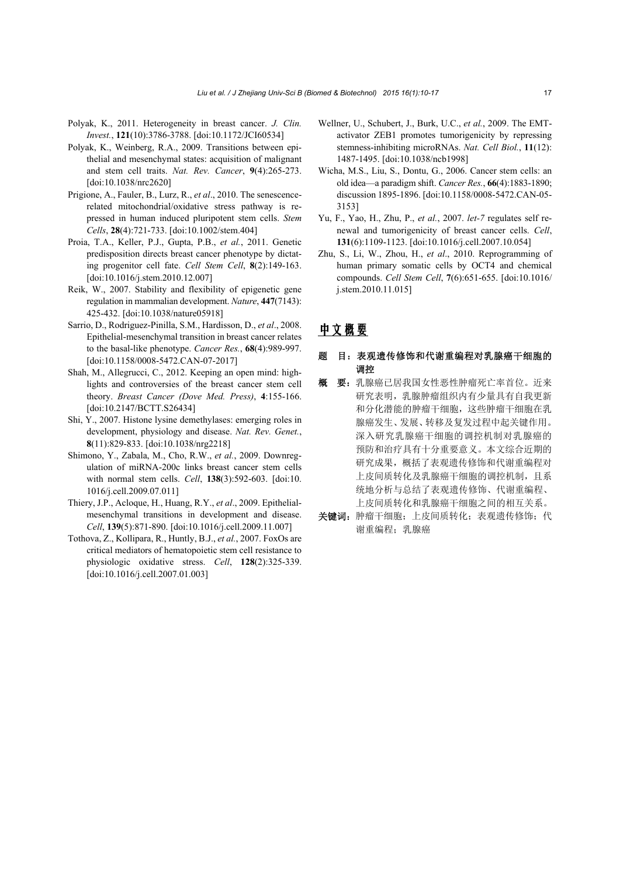Polyak, K., 2011. Heterogeneity in breast cancer. *J. Clin. Invest.*, **121**(10):3786-3788. [doi:10.1172/JCI60534]

Polyak, K., Weinberg, R.A., 2009. Transitions between epithelial and mesenchymal states: acquisition of malignant and stem cell traits. *Nat. Rev. Cancer*, **9**(4):265-273. [doi:10.1038/nrc2620]

Prigione, A., Fauler, B., Lurz, R., *et al*., 2010. The senescence-related mitochondrial/oxidative stress pathway is repressed in human induced pluripotent stem cells. *Stem Cells*, **28**(4):721-733. [doi:10.1002/stem.404]

Proia, T.A., Keller, P.J., Gupta, P.B., *et al.*, 2011. Genetic predisposition directs breast cancer phenotype by dictating progenitor cell fate. *Cell Stem Cell*, **8**(2):149-163. [doi:10.1016/j.stem.2010.12.007]

Reik, W., 2007. Stability and flexibility of epigenetic gene regulation in mammalian development. *Nature*, **447**(7143): 425-432. [doi:10.1038/nature05918]

Sarrio, D., Rodriguez-Pinilla, S.M., Hardisson, D., *et al*., 2008. Epithelial-mesenchymal transition in breast cancer relates to the basal-like phenotype. *Cancer Res.*, **68**(4):989-997. [doi:10.1158/0008-5472.CAN-07-2017]

Shah, M., Allegrucci, C., 2012. Keeping an open mind: highlights and controversies of the breast cancer stem cell theory. *Breast Cancer (Dove Med. Press)*, **4**:155-166. [doi:10.2147/BCTT.S26434]

Shi, Y., 2007. Histone lysine demethylases: emerging roles in development, physiology and disease. *Nat. Rev. Genet.*, **8**(11):829-833. [doi:10.1038/nrg2218]

Shimono, Y., Zabala, M., Cho, R.W., *et al.*, 2009. Downregulation of miRNA-200c links breast cancer stem cells with normal stem cells. *Cell*, **138**(3):592-603. [doi:10.1016/j.cell.2009.07.011]

Thiery, J.P., Acloque, H., Huang, R.Y., *et al*., 2009. Epithelial-mesenchymal transitions in development and disease. *Cell*, **139**(5):871-890. [doi:10.1016/j.cell.2009.11.007]

Tothova, Z., Kollipara, R., Huntly, B.J., *et al.*, 2007. FoxOs are critical mediators of hematopoietic stem cell resistance to physiologic oxidative stress. *Cell*, **128**(2):325-339. [doi:10.1016/j.cell.2007.01.003]

Wellner, U., Schubert, J., Burk, U.C., *et al.*, 2009. The EMT-activator ZEB1 promotes tumorigenicity by repressing stemness-inhibiting microRNAs. *Nat. Cell Biol.*, **11**(12): 1487-1495. [doi:10.1038/ncb1998]

Wicha, M.S., Liu, S., Dontu, G., 2006. Cancer stem cells: an old idea—a paradigm shift. *Cancer Res.*, **66**(4):1883-1890; discussion 1895-1896. [doi:10.1158/0008-5472.CAN-05-3153]

Yu, F., Yao, H., Zhu, P., *et al.*, 2007. *let-7* regulates self renewal and tumorigenicity of breast cancer cells. *Cell*, **131**(6):1109-1123. [doi:10.1016/j.cell.2007.10.054]

Zhu, S., Li, W., Zhou, H., *et al*., 2010. Reprogramming of human primary somatic cells by OCT4 and chemical compounds. *Cell Stem Cell*, **7**(6):651-655. [doi:10.1016/j.stem.2010.11.015]

## 中文概要

**题　目：表观遗传修饰和代谢重编程对乳腺癌干细胞的调控**

**概　要：**乳腺癌已居我国女性恶性肿瘤死亡率首位。近来研究表明，乳腺肿瘤组织内有少量具有自我更新和分化潜能的肿瘤干细胞，这些肿瘤干细胞在乳腺癌发生、发展、转移及复发过程中起关键作用。深入研究乳腺癌干细胞的调控机制对乳腺癌的预防和治疗具有十分重要意义。本文综合近期的研究成果，概括了表观遗传修饰和代谢重编程对上皮间质转化及乳腺癌干细胞的调控机制，且系统地分析与总结了表观遗传修饰、代谢重编程、上皮间质转化和乳腺癌干细胞之间的相互关系。

**关键词：**肿瘤干细胞；上皮间质转化；表观遗传修饰；代谢重编程；乳腺癌